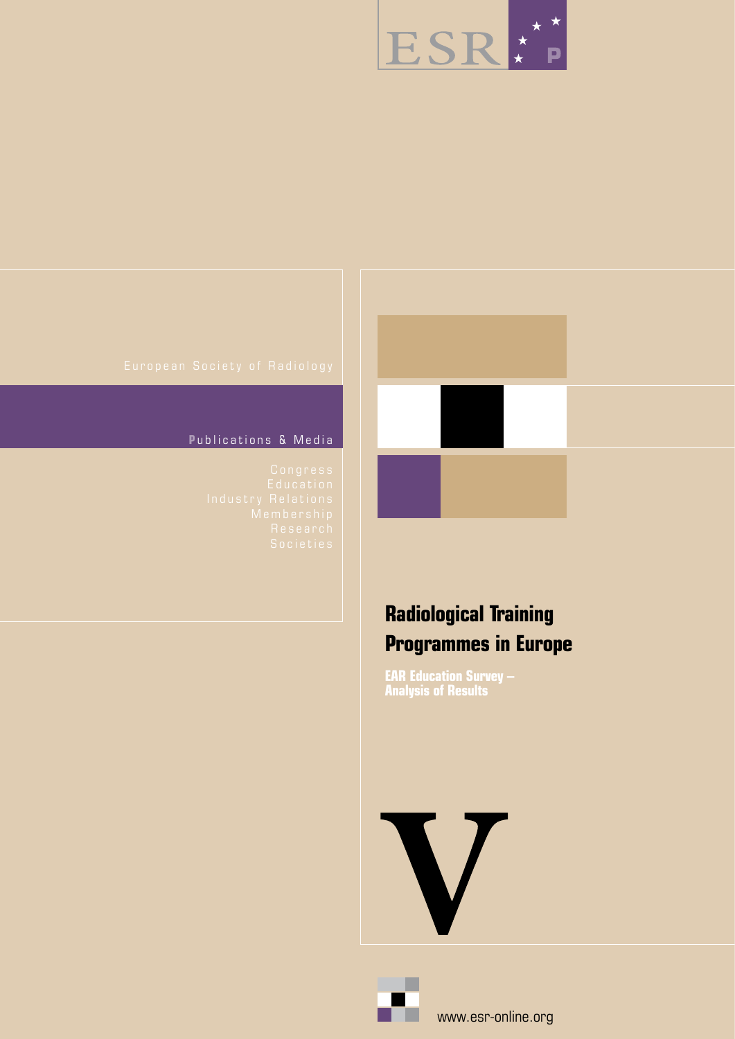ESR

European Society of Radiology

Publications & Media

Congress
Education
Industry Relations
Membership
Research
Societies

# Radiological Training Programmes in Europe

## EAR Education Survey – Analysis of Results

V

www.esr-online.org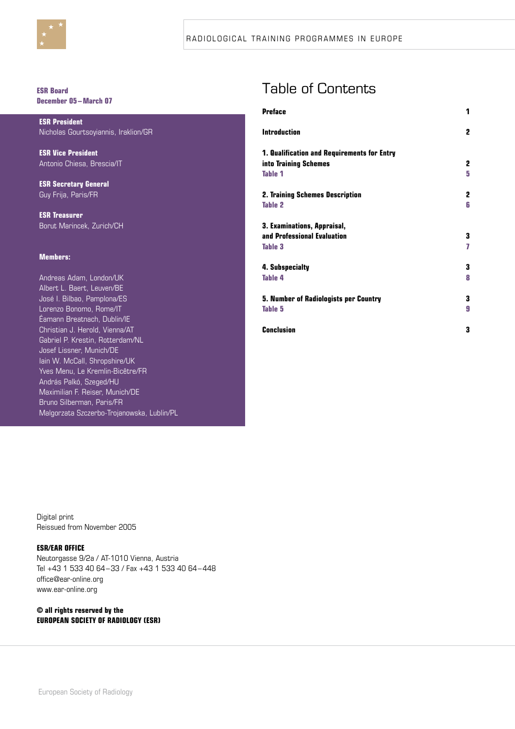**ESR Board**
**December 05 – March 07**

**ESR President**
Nicholas Gourtsoyiannis, Iraklion/GR

**ESR Vice President**
Antonio Chiesa, Brescia/IT

**ESR Secretary General**
Guy Frija, Paris/FR

**ESR Treasurer**
Borut Marincek, Zurich/CH

**Members:**

Andreas Adam, London/UK
Albert L. Baert, Leuven/BE
José I. Bilbao, Pamplona/ES
Lorenzo Bonomo, Rome/IT
Éamann Breatnach, Dublin/IE
Christian J. Herold, Vienna/AT
Gabriel P. Krestin, Rotterdam/NL
Josef Lissner, Munich/DE
Iain W. McCall, Shropshire/UK
Yves Menu, Le Kremlin-Bicêtre/FR
András Palkó, Szeged/HU
Maximilian F. Reiser, Munich/DE
Bruno Silberman, Paris/FR
Malgorzata Szczerbo-Trojanowska, Lublin/PL

# Table of Contents

| | |
|---|---|
| **Preface** | **1** |
| **Introduction** | **2** |
| **1. Qualification and Requirements for Entry into Training Schemes** | **2** |
| **Table 1** | **5** |
| **2. Training Schemes Description** | **2** |
| **Table 2** | **6** |
| **3. Examinations, Appraisal, and Professional Evaluation** | **3** |
| **Table 3** | **7** |
| **4. Subspecialty** | **3** |
| **Table 4** | **8** |
| **5. Number of Radiologists per Country** | **3** |
| **Table 5** | **9** |
| **Conclusion** | **3** |

Digital print
Reissued from November 2005

**ESR/EAR OFFICE**
Neutorgasse 9/2a / AT-1010 Vienna, Austria
Tel +43 1 533 40 64 – 33 / Fax +43 1 533 40 64 – 448
office@ear-online.org
www.ear-online.org

**© all rights reserved by the**
**EUROPEAN SOCIETY OF RADIOLOGY (ESR)**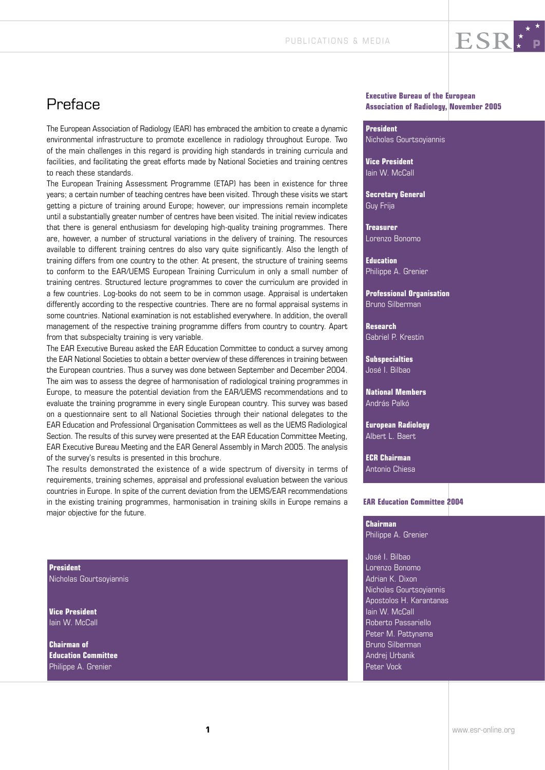# Preface

The European Association of Radiology (EAR) has embraced the ambition to create a dynamic environmental infrastructure to promote excellence in radiology throughout Europe. Two of the main challenges in this regard is providing high standards in training curricula and facilities, and facilitating the great efforts made by National Societies and training centres to reach these standards.

The European Training Assessment Programme (ETAP) has been in existence for three years; a certain number of teaching centres have been visited. Through these visits we start getting a picture of training around Europe; however, our impressions remain incomplete until a substantially greater number of centres have been visited. The initial review indicates that there is general enthusiasm for developing high-quality training programmes. There are, however, a number of structural variations in the delivery of training. The resources available to different training centres do also vary quite significantly. Also the length of training differs from one country to the other. At present, the structure of training seems to conform to the EAR/UEMS European Training Curriculum in only a small number of training centres. Structured lecture programmes to cover the curriculum are provided in a few countries. Log-books do not seem to be in common usage. Appraisal is undertaken differently according to the respective countries. There are no formal appraisal systems in some countries. National examination is not established everywhere. In addition, the overall management of the respective training programme differs from country to country. Apart from that subspecialty training is very variable.

The EAR Executive Bureau asked the EAR Education Committee to conduct a survey among the EAR National Societies to obtain a better overview of these differences in training between the European countries. Thus a survey was done between September and December 2004. The aim was to assess the degree of harmonisation of radiological training programmes in Europe, to measure the potential deviation from the EAR/UEMS recommendations and to evaluate the training programme in every single European country. This survey was based on a questionnaire sent to all National Societies through their national delegates to the EAR Education and Professional Organisation Committees as well as the UEMS Radiological Section. The results of this survey were presented at the EAR Education Committee Meeting, EAR Executive Bureau Meeting and the EAR General Assembly in March 2005. The analysis of the survey's results is presented in this brochure.

The results demonstrated the existence of a wide spectrum of diversity in terms of requirements, training schemes, appraisal and professional evaluation between the various countries in Europe. In spite of the current deviation from the UEMS/EAR recommendations in the existing training programmes, harmonisation in training skills in Europe remains a major objective for the future.

**President**
Nicholas Gourtsoyiannis

**Vice President**
Iain W. McCall

**Chairman of Education Committee**
Philippe A. Grenier

**Executive Bureau of the European Association of Radiology, November 2005**

**President**
Nicholas Gourtsoyiannis

**Vice President**
Iain W. McCall

**Secretary General**
Guy Frija

**Treasurer**
Lorenzo Bonomo

**Education**
Philippe A. Grenier

**Professional Organisation**
Bruno Silberman

**Research**
Gabriel P. Krestin

**Subspecialties**
José I. Bilbao

**National Members**
András Palkó

**European Radiology**
Albert L. Baert

**ECR Chairman**
Antonio Chiesa

**EAR Education Committee 2004**

**Chairman**
Philippe A. Grenier

José I. Bilbao
Lorenzo Bonomo
Adrian K. Dixon
Nicholas Gourtsoyiannis
Apostolos H. Karantanas
Iain W. McCall
Roberto Passariello
Peter M. Pattynama
Bruno Silberman
Andrej Urbanik
Peter Vock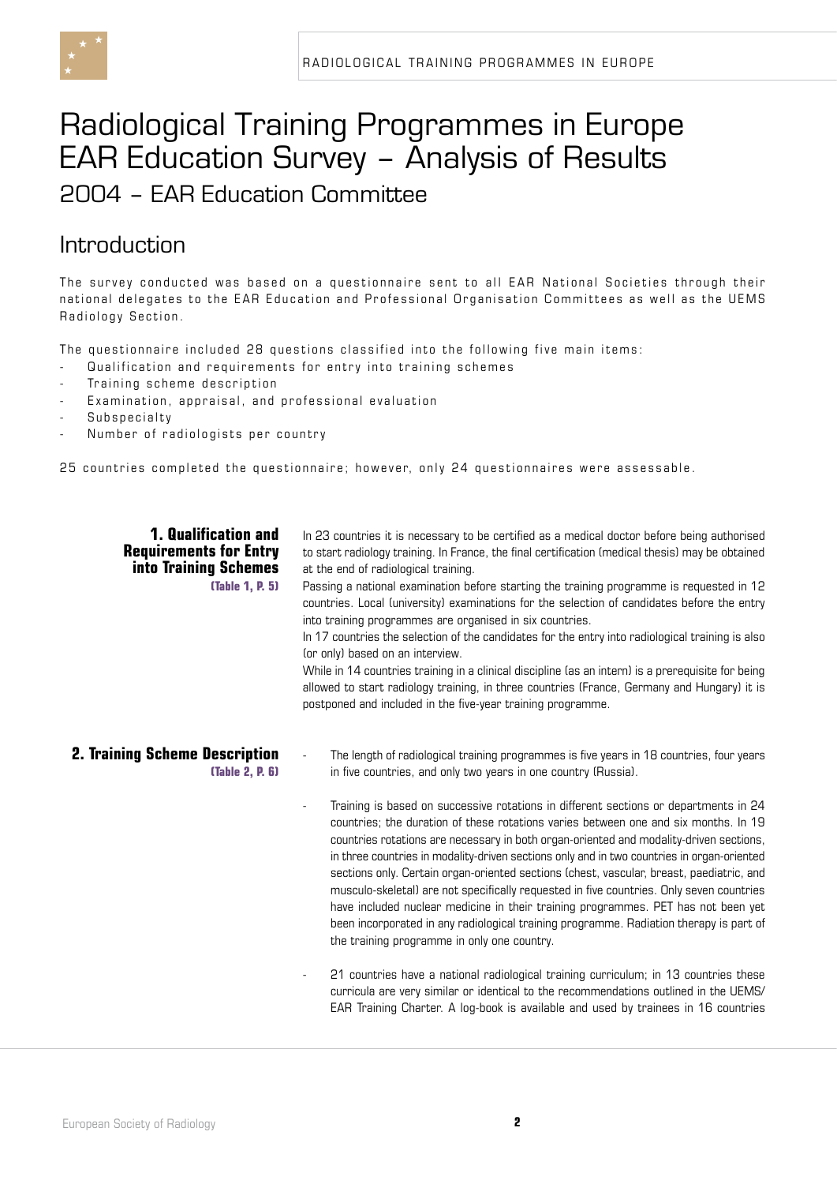# Radiological Training Programmes in Europe EAR Education Survey – Analysis of Results

## 2004 – EAR Education Committee

## Introduction

The survey conducted was based on a questionnaire sent to all EAR National Societies through their national delegates to the EAR Education and Professional Organisation Committees as well as the UEMS Radiology Section.

The questionnaire included 28 questions classified into the following five main items:

- Qualification and requirements for entry into training schemes
- Training scheme description
- Examination, appraisal, and professional evaluation
- Subspecialty
- Number of radiologists per country

25 countries completed the questionnaire; however, only 24 questionnaires were assessable.

### 1. Qualification and Requirements for Entry into Training Schemes

**(Table 1, P. 5)**

In 23 countries it is necessary to be certified as a medical doctor before being authorised to start radiology training. In France, the final certification (medical thesis) may be obtained at the end of radiological training.

Passing a national examination before starting the training programme is requested in 12 countries. Local (university) examinations for the selection of candidates before the entry into training programmes are organised in six countries.

In 17 countries the selection of the candidates for the entry into radiological training is also (or only) based on an interview.

While in 14 countries training in a clinical discipline (as an intern) is a prerequisite for being allowed to start radiology training, in three countries (France, Germany and Hungary) it is postponed and included in the five-year training programme.

### 2. Training Scheme Description

**(Table 2, P. 6)**

- The length of radiological training programmes is five years in 18 countries, four years in five countries, and only two years in one country (Russia).
- Training is based on successive rotations in different sections or departments in 24 countries; the duration of these rotations varies between one and six months. In 19 countries rotations are necessary in both organ-oriented and modality-driven sections, in three countries in modality-driven sections only and in two countries in organ-oriented sections only. Certain organ-oriented sections (chest, vascular, breast, paediatric, and musculo-skeletal) are not specifically requested in five countries. Only seven countries have included nuclear medicine in their training programmes. PET has not been yet been incorporated in any radiological training programme. Radiation therapy is part of the training programme in only one country.
- 21 countries have a national radiological training curriculum; in 13 countries these curricula are very similar or identical to the recommendations outlined in the UEMS/EAR Training Charter. A log-book is available and used by trainees in 16 countries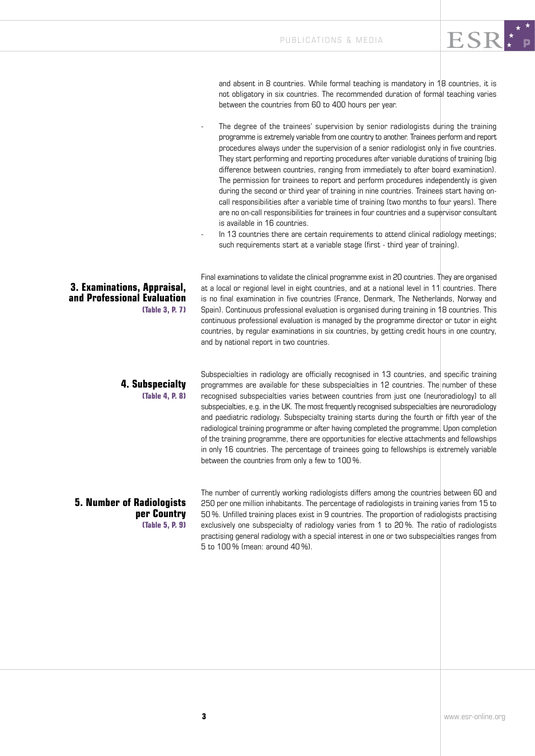and absent in 8 countries. While formal teaching is mandatory in 18 countries, it is not obligatory in six countries. The recommended duration of formal teaching varies between the countries from 60 to 400 hours per year.

- The degree of the trainees' supervision by senior radiologists during the training programme is extremely variable from one country to another. Trainees perform and report procedures always under the supervision of a senior radiologist only in five countries. They start performing and reporting procedures after variable durations of training (big difference between countries, ranging from immediately to after board examination). The permission for trainees to report and perform procedures independently is given during the second or third year of training in nine countries. Trainees start having on-call responsibilities after a variable time of training (two months to four years). There are no on-call responsibilities for trainees in four countries and a supervisor consultant is available in 16 countries.
- In 13 countries there are certain requirements to attend clinical radiology meetings; such requirements start at a variable stage (first - third year of training).

## 3. Examinations, Appraisal, and Professional Evaluation

**(Table 3, P. 7)**

Final examinations to validate the clinical programme exist in 20 countries. They are organised at a local or regional level in eight countries, and at a national level in 11 countries. There is no final examination in five countries (France, Denmark, The Netherlands, Norway and Spain). Continuous professional evaluation is organised during training in 18 countries. This continuous professional evaluation is managed by the programme director or tutor in eight countries, by regular examinations in six countries, by getting credit hours in one country, and by national report in two countries.

## 4. Subspecialty

**(Table 4, P. 8)**

Subspecialties in radiology are officially recognised in 13 countries, and specific training programmes are available for these subspecialties in 12 countries. The number of these recognised subspecialties varies between countries from just one (neuroradiology) to all subspecialties, e.g. in the UK. The most frequently recognised subspecialties are neuroradiology and paediatric radiology. Subspecialty training starts during the fourth or fifth year of the radiological training programme or after having completed the programme. Upon completion of the training programme, there are opportunities for elective attachments and fellowships in only 16 countries. The percentage of trainees going to fellowships is extremely variable between the countries from only a few to 100 %.

## 5. Number of Radiologists per Country

**(Table 5, P. 9)**

The number of currently working radiologists differs among the countries between 60 and 250 per one million inhabitants. The percentage of radiologists in training varies from 15 to 50 %. Unfilled training places exist in 9 countries. The proportion of radiologists practising exclusively one subspecialty of radiology varies from 1 to 20 %. The ratio of radiologists practising general radiology with a special interest in one or two subspecialties ranges from 5 to 100 % (mean: around 40 %).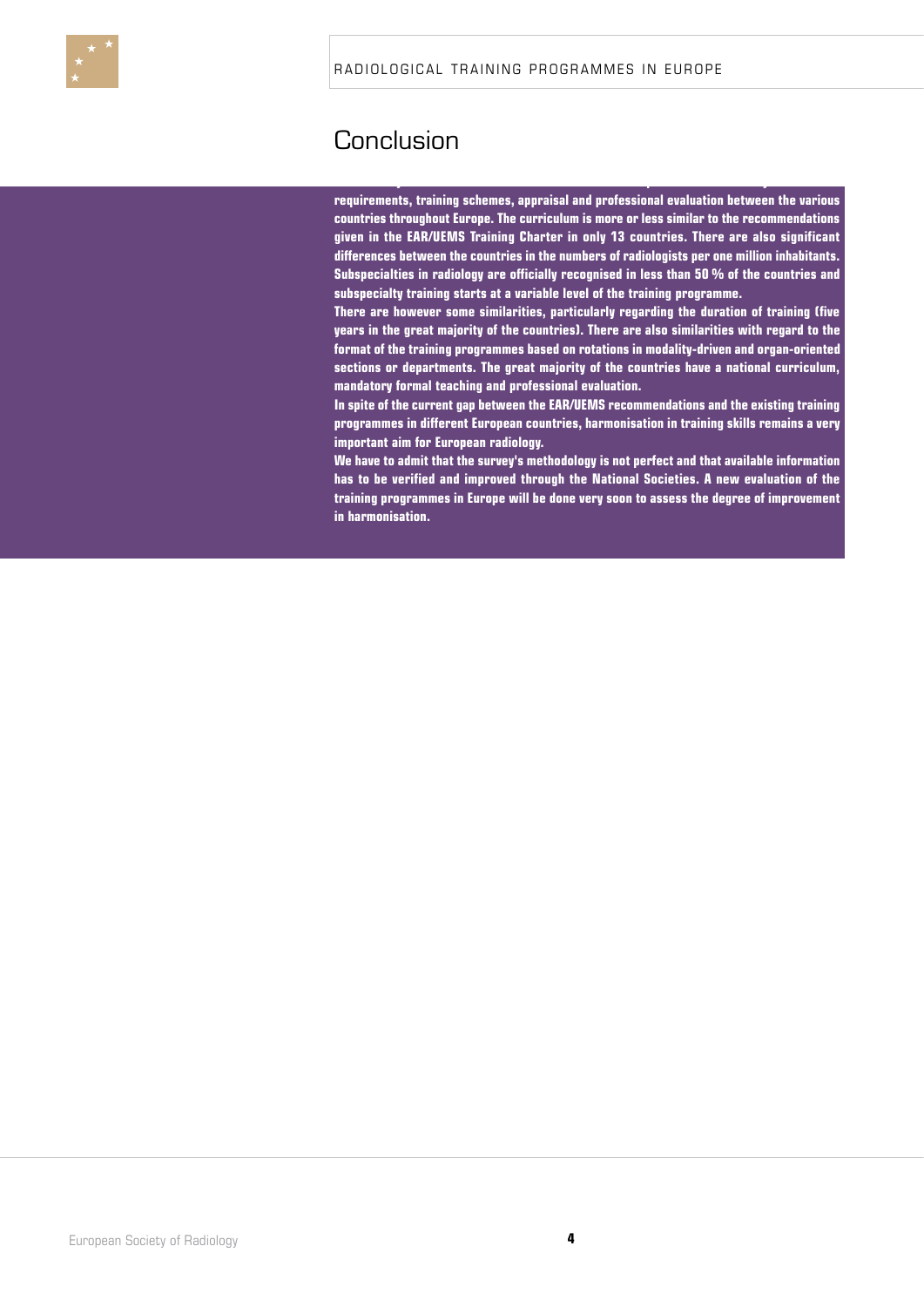# Conclusion

requirements, training schemes, appraisal and professional evaluation between the various countries throughout Europe. The curriculum is more or less similar to the recommendations given in the EAR/UEMS Training Charter in only 13 countries. There are also significant differences between the countries in the numbers of radiologists per one million inhabitants. Subspecialties in radiology are officially recognised in less than 50 % of the countries and subspecialty training starts at a variable level of the training programme.

There are however some similarities, particularly regarding the duration of training (five years in the great majority of the countries). There are also similarities with regard to the format of the training programmes based on rotations in modality-driven and organ-oriented sections or departments. The great majority of the countries have a national curriculum, mandatory formal teaching and professional evaluation.

In spite of the current gap between the EAR/UEMS recommendations and the existing training programmes in different European countries, harmonisation in training skills remains a very important aim for European radiology.

We have to admit that the survey's methodology is not perfect and that available information has to be verified and improved through the National Societies. A new evaluation of the training programmes in Europe will be done very soon to assess the degree of improvement in harmonisation.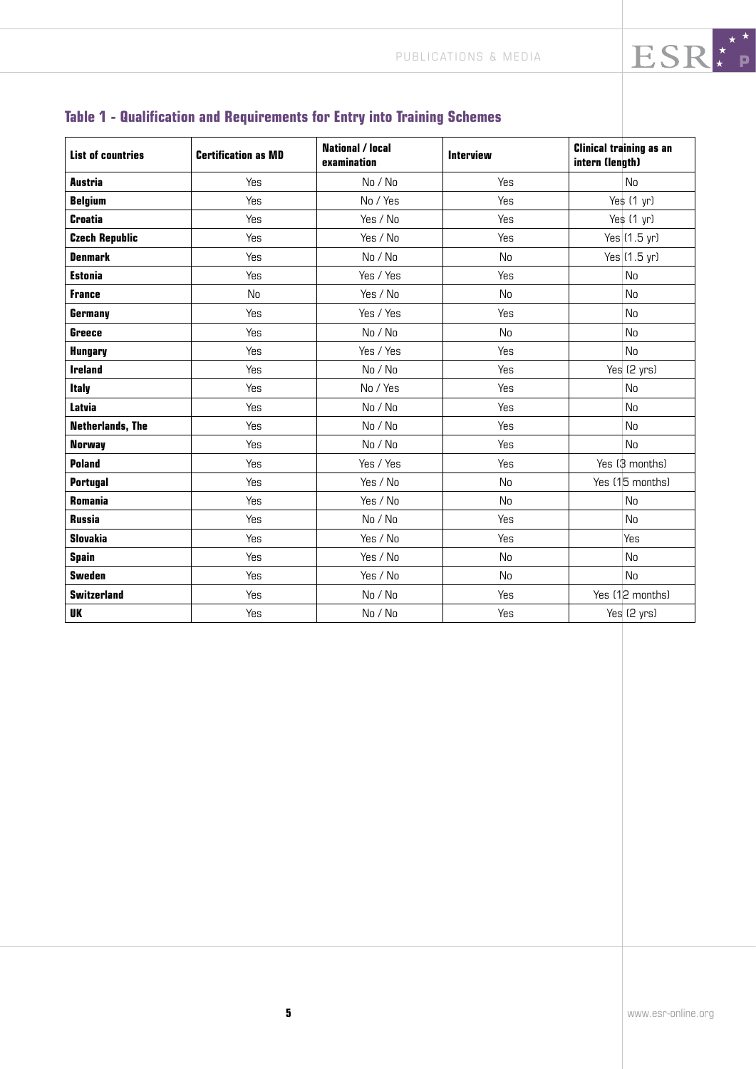## Table 1 - Qualification and Requirements for Entry into Training Schemes

| List of countries | Certification as MD | National / local examination | Interview | Clinical training as an intern (length) |
|---|---|---|---|---|
| Austria | Yes | No / No | Yes | No |
| Belgium | Yes | No / Yes | Yes | Yes (1 yr) |
| Croatia | Yes | Yes / No | Yes | Yes (1 yr) |
| Czech Republic | Yes | Yes / No | Yes | Yes (1.5 yr) |
| Denmark | Yes | No / No | No | Yes (1.5 yr) |
| Estonia | Yes | Yes / Yes | Yes | No |
| France | No | Yes / No | No | No |
| Germany | Yes | Yes / Yes | Yes | No |
| Greece | Yes | No / No | No | No |
| Hungary | Yes | Yes / Yes | Yes | No |
| Ireland | Yes | No / No | Yes | Yes (2 yrs) |
| Italy | Yes | No / Yes | Yes | No |
| Latvia | Yes | No / No | Yes | No |
| Netherlands, The | Yes | No / No | Yes | No |
| Norway | Yes | No / No | Yes | No |
| Poland | Yes | Yes / Yes | Yes | Yes (3 months) |
| Portugal | Yes | Yes / No | No | Yes (15 months) |
| Romania | Yes | Yes / No | No | No |
| Russia | Yes | No / No | Yes | No |
| Slovakia | Yes | Yes / No | Yes | Yes |
| Spain | Yes | Yes / No | No | No |
| Sweden | Yes | Yes / No | No | No |
| Switzerland | Yes | No / No | Yes | Yes (12 months) |
| UK | Yes | No / No | Yes | Yes (2 yrs) |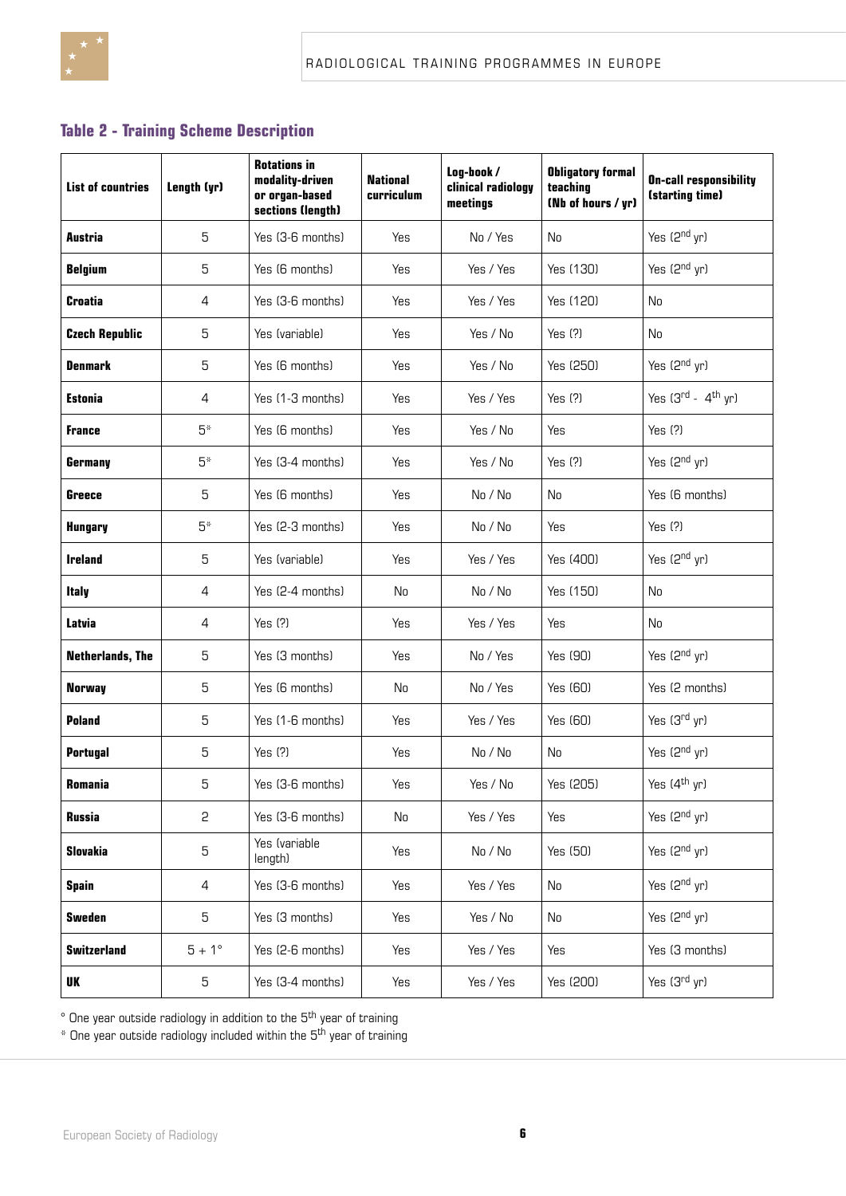### Table 2 - Training Scheme Description

| List of countries | Length (yr) | Rotations in modality-driven or organ-based sections (length) | National curriculum | Log-book / clinical radiology meetings | Obligatory formal teaching (Nb of hours / yr) | On-call responsibility (starting time) |
|---|---|---|---|---|---|---|
| **Austria** | 5 | Yes (3-6 months) | Yes | No / Yes | No | Yes (2nd yr) |
| **Belgium** | 5 | Yes (6 months) | Yes | Yes / Yes | Yes (130) | Yes (2nd yr) |
| **Croatia** | 4 | Yes (3-6 months) | Yes | Yes / Yes | Yes (120) | No |
| **Czech Republic** | 5 | Yes (variable) | Yes | Yes / No | Yes (?) | No |
| **Denmark** | 5 | Yes (6 months) | Yes | Yes / No | Yes (250) | Yes (2nd yr) |
| **Estonia** | 4 | Yes (1-3 months) | Yes | Yes / Yes | Yes (?) | Yes (3rd - 4th yr) |
| **France** | 5* | Yes (6 months) | Yes | Yes / No | Yes | Yes (?) |
| **Germany** | 5* | Yes (3-4 months) | Yes | Yes / No | Yes (?) | Yes (2nd yr) |
| **Greece** | 5 | Yes (6 months) | Yes | No / No | No | Yes (6 months) |
| **Hungary** | 5* | Yes (2-3 months) | Yes | No / No | Yes | Yes (?) |
| **Ireland** | 5 | Yes (variable) | Yes | Yes / Yes | Yes (400) | Yes (2nd yr) |
| **Italy** | 4 | Yes (2-4 months) | No | No / No | Yes (150) | No |
| **Latvia** | 4 | Yes (?) | Yes | Yes / Yes | Yes | No |
| **Netherlands, The** | 5 | Yes (3 months) | Yes | No / Yes | Yes (90) | Yes (2nd yr) |
| **Norway** | 5 | Yes (6 months) | No | No / Yes | Yes (60) | Yes (2 months) |
| **Poland** | 5 | Yes (1-6 months) | Yes | Yes / Yes | Yes (60) | Yes (3rd yr) |
| **Portugal** | 5 | Yes (?) | Yes | No / No | No | Yes (2nd yr) |
| **Romania** | 5 | Yes (3-6 months) | Yes | Yes / No | Yes (205) | Yes (4th yr) |
| **Russia** | 2 | Yes (3-6 months) | No | Yes / Yes | Yes | Yes (2nd yr) |
| **Slovakia** | 5 | Yes (variable length) | Yes | No / No | Yes (50) | Yes (2nd yr) |
| **Spain** | 4 | Yes (3-6 months) | Yes | Yes / Yes | No | Yes (2nd yr) |
| **Sweden** | 5 | Yes (3 months) | Yes | Yes / No | No | Yes (2nd yr) |
| **Switzerland** | 5 + 1° | Yes (2-6 months) | Yes | Yes / Yes | Yes | Yes (3 months) |
| **UK** | 5 | Yes (3-4 months) | Yes | Yes / Yes | Yes (200) | Yes (3rd yr) |

° One year outside radiology in addition to the 5th year of training

\* One year outside radiology included within the 5th year of training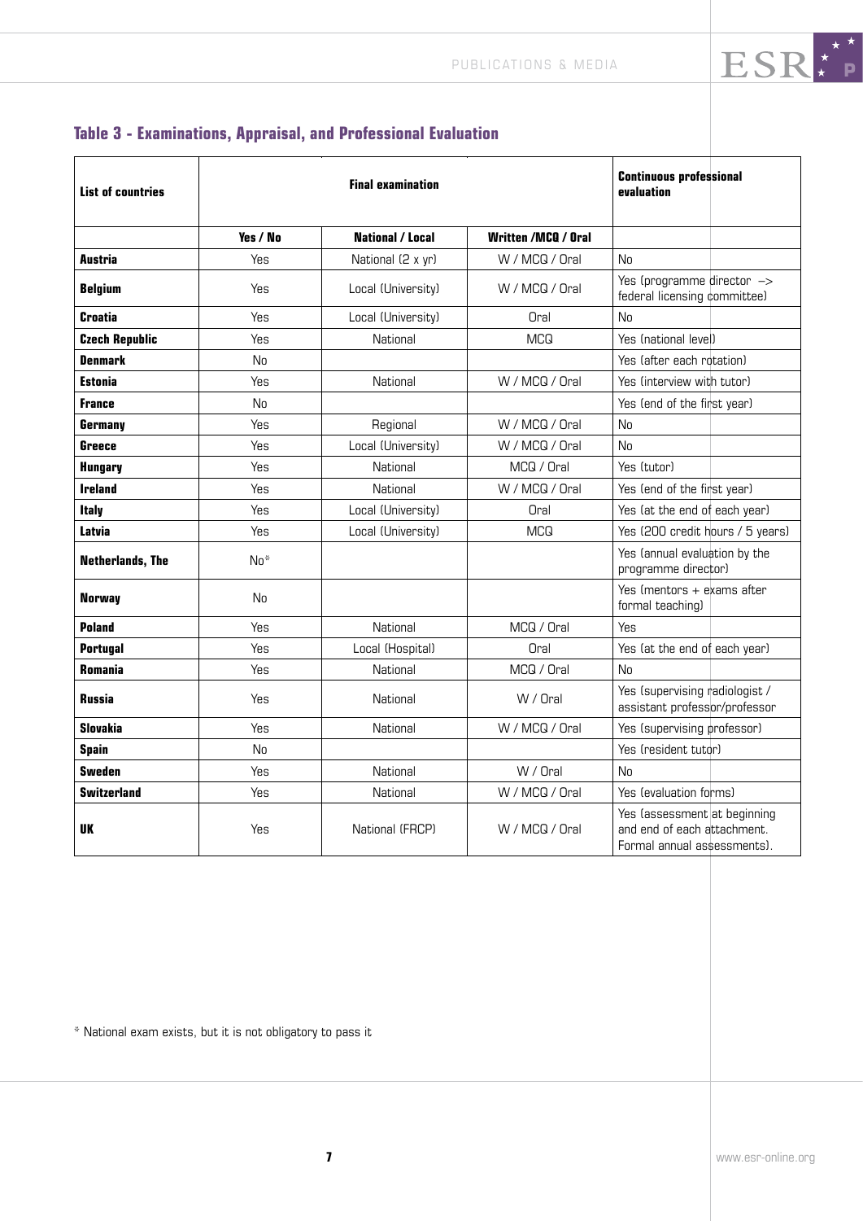## Table 3 - Examinations, Appraisal, and Professional Evaluation

| List of countries | Final examination | | | Continuous professional evaluation |
|---|---|---|---|---|
| | Yes / No | National / Local | Written /MCQ / Oral | |
| **Austria** | Yes | National (2 x yr) | W / MCQ / Oral | No |
| **Belgium** | Yes | Local (University) | W / MCQ / Oral | Yes (programme director –> federal licensing committee) |
| **Croatia** | Yes | Local (University) | Oral | No |
| **Czech Republic** | Yes | National | MCQ | Yes (national level) |
| **Denmark** | No | | | Yes (after each rotation) |
| **Estonia** | Yes | National | W / MCQ / Oral | Yes (interview with tutor) |
| **France** | No | | | Yes (end of the first year) |
| **Germany** | Yes | Regional | W / MCQ / Oral | No |
| **Greece** | Yes | Local (University) | W / MCQ / Oral | No |
| **Hungary** | Yes | National | MCQ / Oral | Yes (tutor) |
| **Ireland** | Yes | National | W / MCQ / Oral | Yes (end of the first year) |
| **Italy** | Yes | Local (University) | Oral | Yes (at the end of each year) |
| **Latvia** | Yes | Local (University) | MCQ | Yes (200 credit hours / 5 years) |
| **Netherlands, The** | No* | | | Yes (annual evaluation by the programme director) |
| **Norway** | No | | | Yes (mentors + exams after formal teaching) |
| **Poland** | Yes | National | MCQ / Oral | Yes |
| **Portugal** | Yes | Local (Hospital) | Oral | Yes (at the end of each year) |
| **Romania** | Yes | National | MCQ / Oral | No |
| **Russia** | Yes | National | W / Oral | Yes (supervising radiologist / assistant professor/professor |
| **Slovakia** | Yes | National | W / MCQ / Oral | Yes (supervising professor) |
| **Spain** | No | | | Yes (resident tutor) |
| **Sweden** | Yes | National | W / Oral | No |
| **Switzerland** | Yes | National | W / MCQ / Oral | Yes (evaluation forms) |
| **UK** | Yes | National (FRCP) | W / MCQ / Oral | Yes (assessment at beginning and end of each attachment. Formal annual assessments). |

* National exam exists, but it is not obligatory to pass it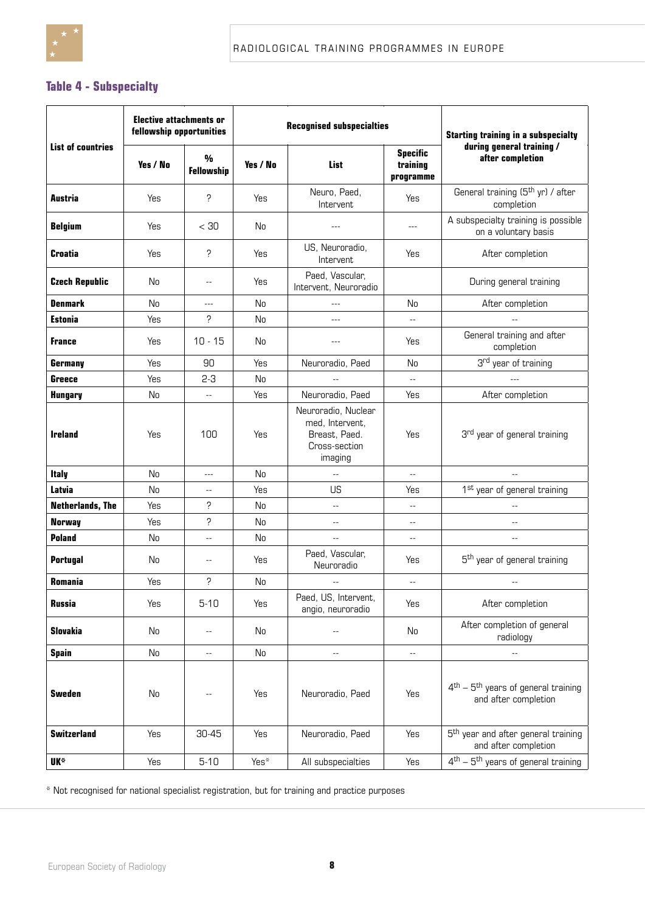## Table 4 - Subspecialty

| List of countries | Elective attachments or fellowship opportunities | | Recognised subspecialties | | | Starting training in a subspecialty during general training / after completion |
|---|---|---|---|---|---|---|
| | Yes / No | % Fellowship | Yes / No | List | Specific training programme | |
| **Austria** | Yes | ? | Yes | Neuro, Paed, Intervent | Yes | General training (5th yr) / after completion |
| **Belgium** | Yes | < 30 | No | --- | --- | A subspecialty training is possible on a voluntary basis |
| **Croatia** | Yes | ? | Yes | US, Neuroradio, Intervent | Yes | After completion |
| **Czech Republic** | No | -- | Yes | Paed, Vascular, Intervent, Neuroradio | | During general training |
| **Denmark** | No | --- | No | --- | No | After completion |
| **Estonia** | Yes | ? | No | --- | -- | -- |
| **France** | Yes | 10 - 15 | No | --- | Yes | General training and after completion |
| **Germany** | Yes | 90 | Yes | Neuroradio, Paed | No | 3rd year of training |
| **Greece** | Yes | 2-3 | No | -- | -- | --- |
| **Hungary** | No | -- | Yes | Neuroradio, Paed | Yes | After completion |
| **Ireland** | Yes | 100 | Yes | Neuroradio, Nuclear med, Intervent, Breast, Paed. Cross-section imaging | Yes | 3rd year of general training |
| **Italy** | No | --- | No | -- | -- | -- |
| **Latvia** | No | -- | Yes | US | Yes | 1st year of general training |
| **Netherlands, The** | Yes | ? | No | -- | -- | -- |
| **Norway** | Yes | ? | No | -- | -- | -- |
| **Poland** | No | -- | No | -- | -- | -- |
| **Portugal** | No | -- | Yes | Paed, Vascular, Neuroradio | Yes | 5th year of general training |
| **Romania** | Yes | ? | No | -- | -- | -- |
| **Russia** | Yes | 5-10 | Yes | Paed, US, Intervent, angio, neuroradio | Yes | After completion |
| **Slovakia** | No | -- | No | -- | No | After completion of general radiology |
| **Spain** | No | -- | No | -- | -- | -- |
| **Sweden** | No | -- | Yes | Neuroradio, Paed | Yes | 4th – 5th years of general training and after completion |
| **Switzerland** | Yes | 30-45 | Yes | Neuroradio, Paed | Yes | 5th year and after general training and after completion |
| **UK*** | Yes | 5-10 | Yes* | All subspecialties | Yes | 4th – 5th years of general training |

* Not recognised for national specialist registration, but for training and practice purposes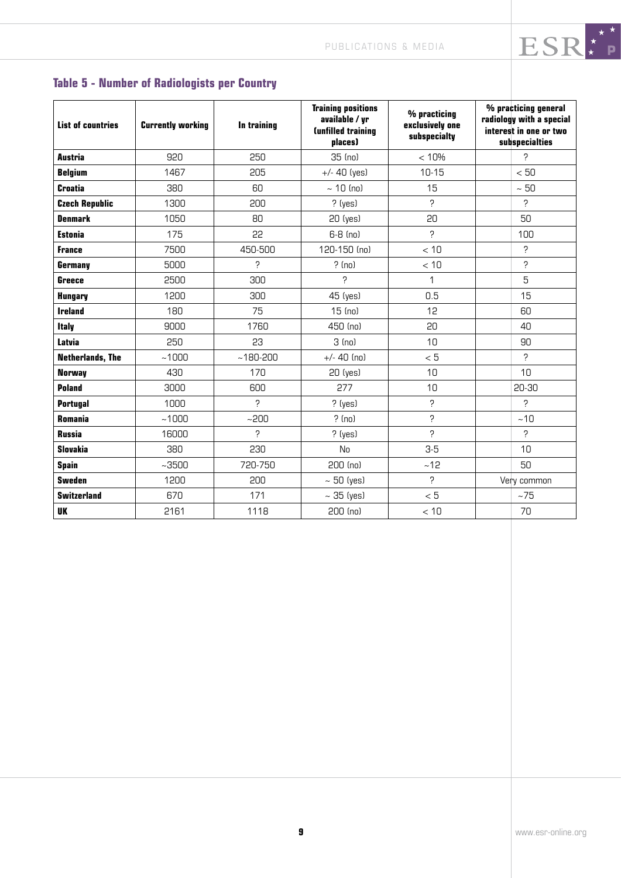## Table 5 - Number of Radiologists per Country

| List of countries | Currently working | In training | Training positions available / yr (unfilled training places) | % practicing exclusively one subspecialty | % practicing general radiology with a special interest in one or two subspecialties |
|---|---|---|---|---|---|
| **Austria** | 920 | 250 | 35 (no) | < 10% | ? |
| **Belgium** | 1467 | 205 | +/- 40 (yes) | 10-15 | < 50 |
| **Croatia** | 380 | 60 | ~ 10 (no) | 15 | ~ 50 |
| **Czech Republic** | 1300 | 200 | ? (yes) | ? | ? |
| **Denmark** | 1050 | 80 | 20 (yes) | 20 | 50 |
| **Estonia** | 175 | 22 | 6-8 (no) | ? | 100 |
| **France** | 7500 | 450-500 | 120-150 (no) | < 10 | ? |
| **Germany** | 5000 | ? | ? (no) | < 10 | ? |
| **Greece** | 2500 | 300 | ? | 1 | 5 |
| **Hungary** | 1200 | 300 | 45 (yes) | 0.5 | 15 |
| **Ireland** | 180 | 75 | 15 (no) | 12 | 60 |
| **Italy** | 9000 | 1760 | 450 (no) | 20 | 40 |
| **Latvia** | 250 | 23 | 3 (no) | 10 | 90 |
| **Netherlands, The** | ~1000 | ~180-200 | +/- 40 (no) | < 5 | ? |
| **Norway** | 430 | 170 | 20 (yes) | 10 | 10 |
| **Poland** | 3000 | 600 | 277 | 10 | 20-30 |
| **Portugal** | 1000 | ? | ? (yes) | ? | ? |
| **Romania** | ~1000 | ~200 | ? (no) | ? | ~10 |
| **Russia** | 16000 | ? | ? (yes) | ? | ? |
| **Slovakia** | 380 | 230 | No | 3-5 | 10 |
| **Spain** | ~3500 | 720-750 | 200 (no) | ~12 | 50 |
| **Sweden** | 1200 | 200 | ~ 50 (yes) | ? | Very common |
| **Switzerland** | 670 | 171 | ~ 35 (yes) | < 5 | ~75 |
| **UK** | 2161 | 1118 | 200 (no) | < 10 | 70 |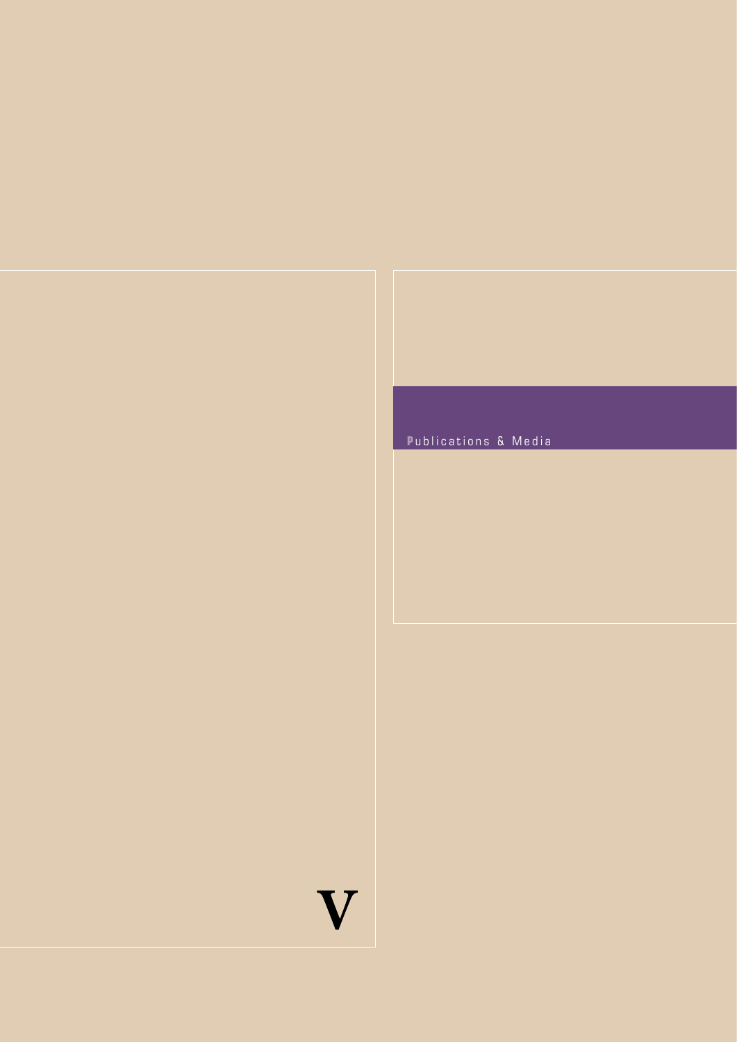# Publications & Media

# V